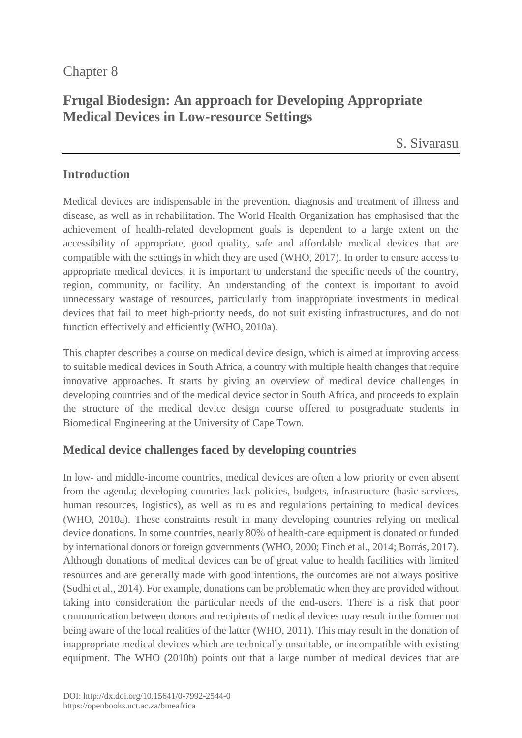Chapter 8

# Frugal Biodesign: An approach for Developing Appropriate Medical Devices in Low-resource Settings

S. Sivarasu

## Introduction

Medical devices are indispensable in the prevention, diagnosis and treatment of illness and disease, as well as in rehabilitation. The World Health Organization has emphasised that the achievement of health-related development goals is dependent to a large extent on the accessibility of appropriate, good quality, safe and affordable medical devices that are compatible with the settings in which they are used (WHO, 2017). In order to ensure access to appropriate medical devices, it is important to understand the specific needs of the country, region, community, or facility. An understanding of the context is important to avoid unnecessary wastage of resources, particularly from inappropriate investments in medical devices that fail to meet high-priority needs, do not suit existing infrastructures, and do not function effectively and efficiently (WHO, 2010a).

This chapter describes a course on medical device design, which is aimed at improving access to suitable medical devices in South Africa, a country with multiple health changes that require innovative approaches. It starts by giving an overview of medical device challenges in developing countries and of the medical device sector in South Africa, and proceeds to explain the structure of the medical device design course offered to postgraduate students in Biomedical Engineering at the University of Cape Town.

## Medical device challenges faced by developing countries

In low- and middle-income countries, medical devices are often a low priority or even absent from the agenda; developing countries lack policies, budgets, infrastructure (basic services, human resources, logistics), as well as rules and regulations pertaining to medical devices (WHO, 2010a). These constraints result in many developing countries relying on medical device donations. In some countries, nearly 80% of health-care equipment is donated or funded by international donors or foreign governments (WHO, 2000; Finch et al., 2014; Borrás, 2017). Although donations of medical devices can be of great value to health facilities with limited resources and are generally made with good intentions, the outcomes are not always positive (Sodhi et al., 2014). For example, donations can be problematic when they are provided without taking into consideration the particular needs of the end-users. There is a risk that poor communication between donors and recipients of medical devices may result in the former not being aware of the local realities of the latter (WHO, 2011). This may result in the donation of inappropriate medical devices which are technically unsuitable, or incompatible with existing equipment. The WHO (2010b) points out that a large number of medical devices that are

DOI: http://dx.doi.org/10.15641/0-7992-2544-0
https://openbooks.uct.ac.za/bmeafrica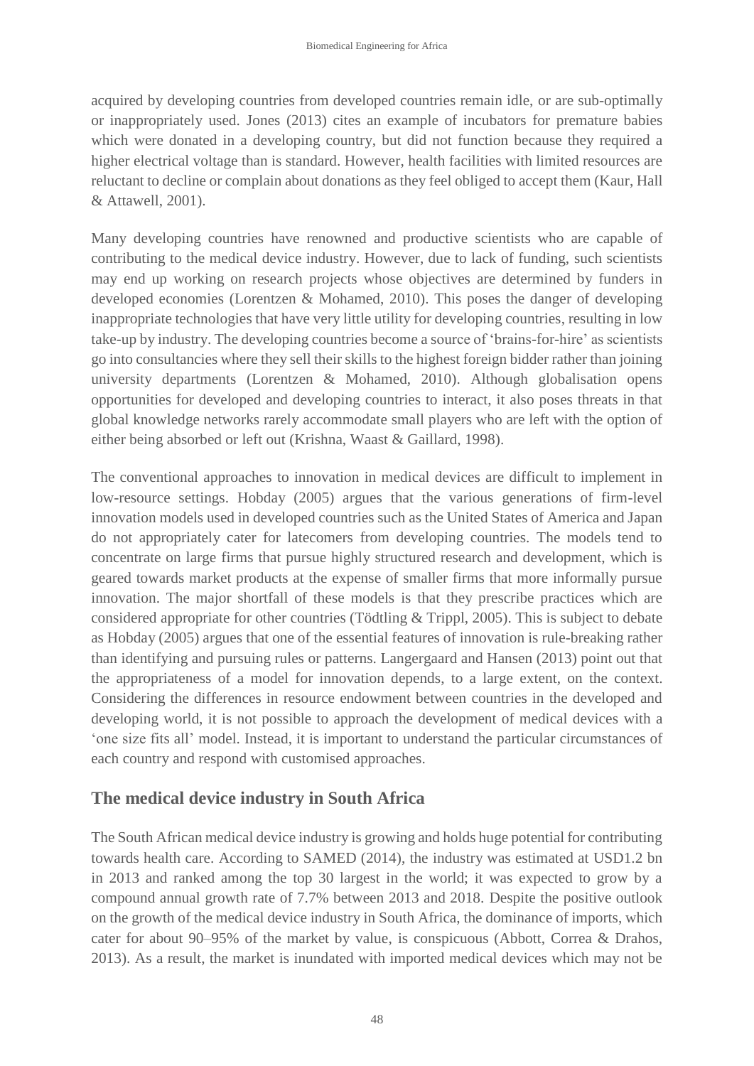acquired by developing countries from developed countries remain idle, or are sub-optimally or inappropriately used. Jones (2013) cites an example of incubators for premature babies which were donated in a developing country, but did not function because they required a higher electrical voltage than is standard. However, health facilities with limited resources are reluctant to decline or complain about donations as they feel obliged to accept them (Kaur, Hall & Attawell, 2001).

Many developing countries have renowned and productive scientists who are capable of contributing to the medical device industry. However, due to lack of funding, such scientists may end up working on research projects whose objectives are determined by funders in developed economies (Lorentzen & Mohamed, 2010). This poses the danger of developing inappropriate technologies that have very little utility for developing countries, resulting in low take-up by industry. The developing countries become a source of 'brains-for-hire' as scientists go into consultancies where they sell their skills to the highest foreign bidder rather than joining university departments (Lorentzen & Mohamed, 2010). Although globalisation opens opportunities for developed and developing countries to interact, it also poses threats in that global knowledge networks rarely accommodate small players who are left with the option of either being absorbed or left out (Krishna, Waast & Gaillard, 1998).

The conventional approaches to innovation in medical devices are difficult to implement in low-resource settings. Hobday (2005) argues that the various generations of firm-level innovation models used in developed countries such as the United States of America and Japan do not appropriately cater for latecomers from developing countries. The models tend to concentrate on large firms that pursue highly structured research and development, which is geared towards market products at the expense of smaller firms that more informally pursue innovation. The major shortfall of these models is that they prescribe practices which are considered appropriate for other countries (Tödtling & Trippl, 2005). This is subject to debate as Hobday (2005) argues that one of the essential features of innovation is rule-breaking rather than identifying and pursuing rules or patterns. Langergaard and Hansen (2013) point out that the appropriateness of a model for innovation depends, to a large extent, on the context. Considering the differences in resource endowment between countries in the developed and developing world, it is not possible to approach the development of medical devices with a 'one size fits all' model. Instead, it is important to understand the particular circumstances of each country and respond with customised approaches.

## The medical device industry in South Africa

The South African medical device industry is growing and holds huge potential for contributing towards health care. According to SAMED (2014), the industry was estimated at USD1.2 bn in 2013 and ranked among the top 30 largest in the world; it was expected to grow by a compound annual growth rate of 7.7% between 2013 and 2018. Despite the positive outlook on the growth of the medical device industry in South Africa, the dominance of imports, which cater for about 90–95% of the market by value, is conspicuous (Abbott, Correa & Drahos, 2013). As a result, the market is inundated with imported medical devices which may not be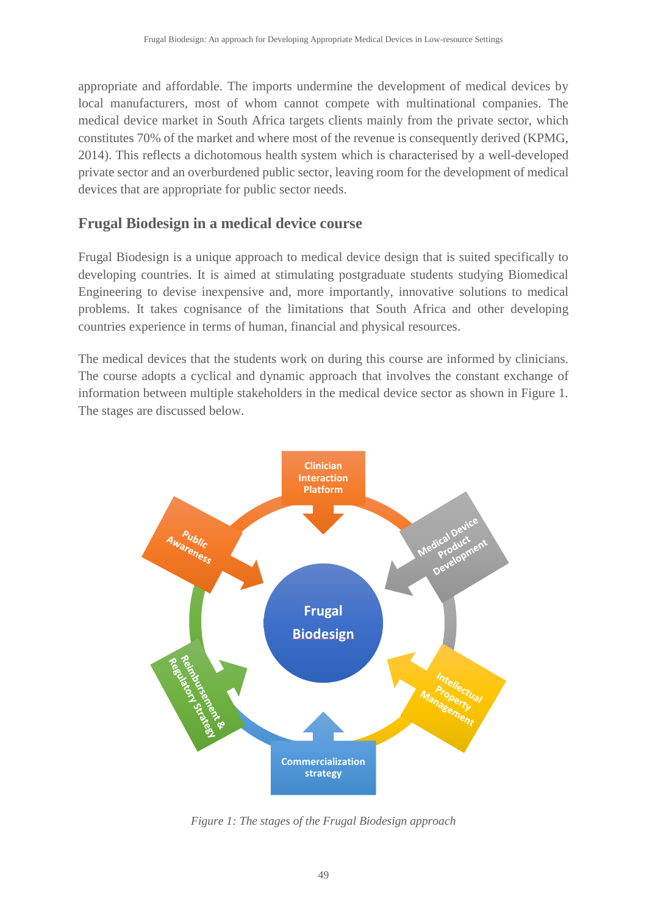appropriate and affordable. The imports undermine the development of medical devices by local manufacturers, most of whom cannot compete with multinational companies. The medical device market in South Africa targets clients mainly from the private sector, which constitutes 70% of the market and where most of the revenue is consequently derived (KPMG, 2014). This reflects a dichotomous health system which is characterised by a well-developed private sector and an overburdened public sector, leaving room for the development of medical devices that are appropriate for public sector needs.

## Frugal Biodesign in a medical device course

Frugal Biodesign is a unique approach to medical device design that is suited specifically to developing countries. It is aimed at stimulating postgraduate students studying Biomedical Engineering to devise inexpensive and, more importantly, innovative solutions to medical problems. It takes cognisance of the limitations that South Africa and other developing countries experience in terms of human, financial and physical resources.

The medical devices that the students work on during this course are informed by clinicians. The course adopts a cyclical and dynamic approach that involves the constant exchange of information between multiple stakeholders in the medical device sector as shown in Figure 1. The stages are discussed below.

*Figure 1: The stages of the Frugal Biodesign approach*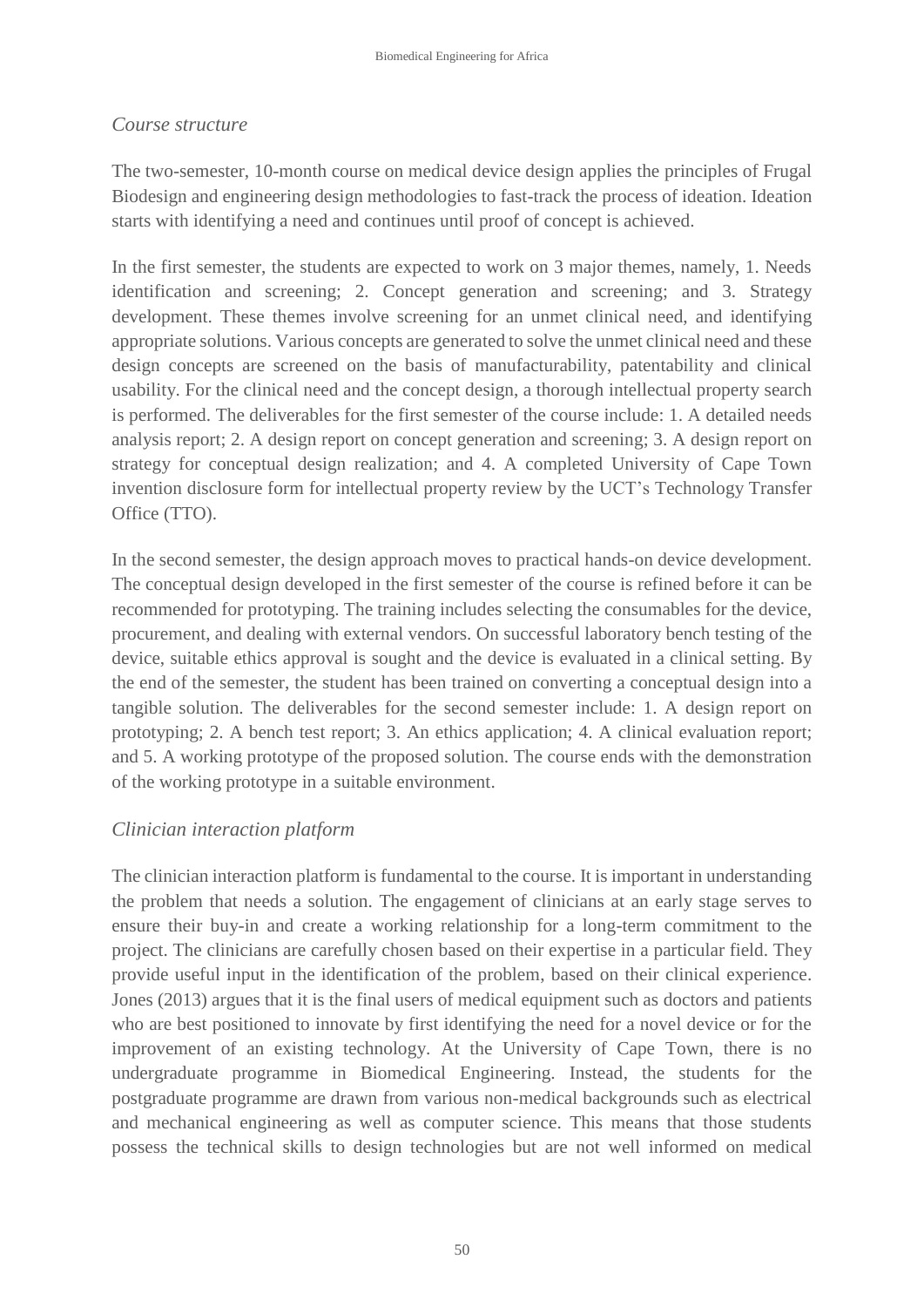*Course structure*

The two-semester, 10-month course on medical device design applies the principles of Frugal Biodesign and engineering design methodologies to fast-track the process of ideation. Ideation starts with identifying a need and continues until proof of concept is achieved.

In the first semester, the students are expected to work on 3 major themes, namely, 1. Needs identification and screening; 2. Concept generation and screening; and 3. Strategy development. These themes involve screening for an unmet clinical need, and identifying appropriate solutions. Various concepts are generated to solve the unmet clinical need and these design concepts are screened on the basis of manufacturability, patentability and clinical usability. For the clinical need and the concept design, a thorough intellectual property search is performed. The deliverables for the first semester of the course include: 1. A detailed needs analysis report; 2. A design report on concept generation and screening; 3. A design report on strategy for conceptual design realization; and 4. A completed University of Cape Town invention disclosure form for intellectual property review by the UCT's Technology Transfer Office (TTO).

In the second semester, the design approach moves to practical hands-on device development. The conceptual design developed in the first semester of the course is refined before it can be recommended for prototyping. The training includes selecting the consumables for the device, procurement, and dealing with external vendors. On successful laboratory bench testing of the device, suitable ethics approval is sought and the device is evaluated in a clinical setting. By the end of the semester, the student has been trained on converting a conceptual design into a tangible solution. The deliverables for the second semester include: 1. A design report on prototyping; 2. A bench test report; 3. An ethics application; 4. A clinical evaluation report; and 5. A working prototype of the proposed solution. The course ends with the demonstration of the working prototype in a suitable environment.

*Clinician interaction platform*

The clinician interaction platform is fundamental to the course. It is important in understanding the problem that needs a solution. The engagement of clinicians at an early stage serves to ensure their buy-in and create a working relationship for a long-term commitment to the project. The clinicians are carefully chosen based on their expertise in a particular field. They provide useful input in the identification of the problem, based on their clinical experience. Jones (2013) argues that it is the final users of medical equipment such as doctors and patients who are best positioned to innovate by first identifying the need for a novel device or for the improvement of an existing technology. At the University of Cape Town, there is no undergraduate programme in Biomedical Engineering. Instead, the students for the postgraduate programme are drawn from various non-medical backgrounds such as electrical and mechanical engineering as well as computer science. This means that those students possess the technical skills to design technologies but are not well informed on medical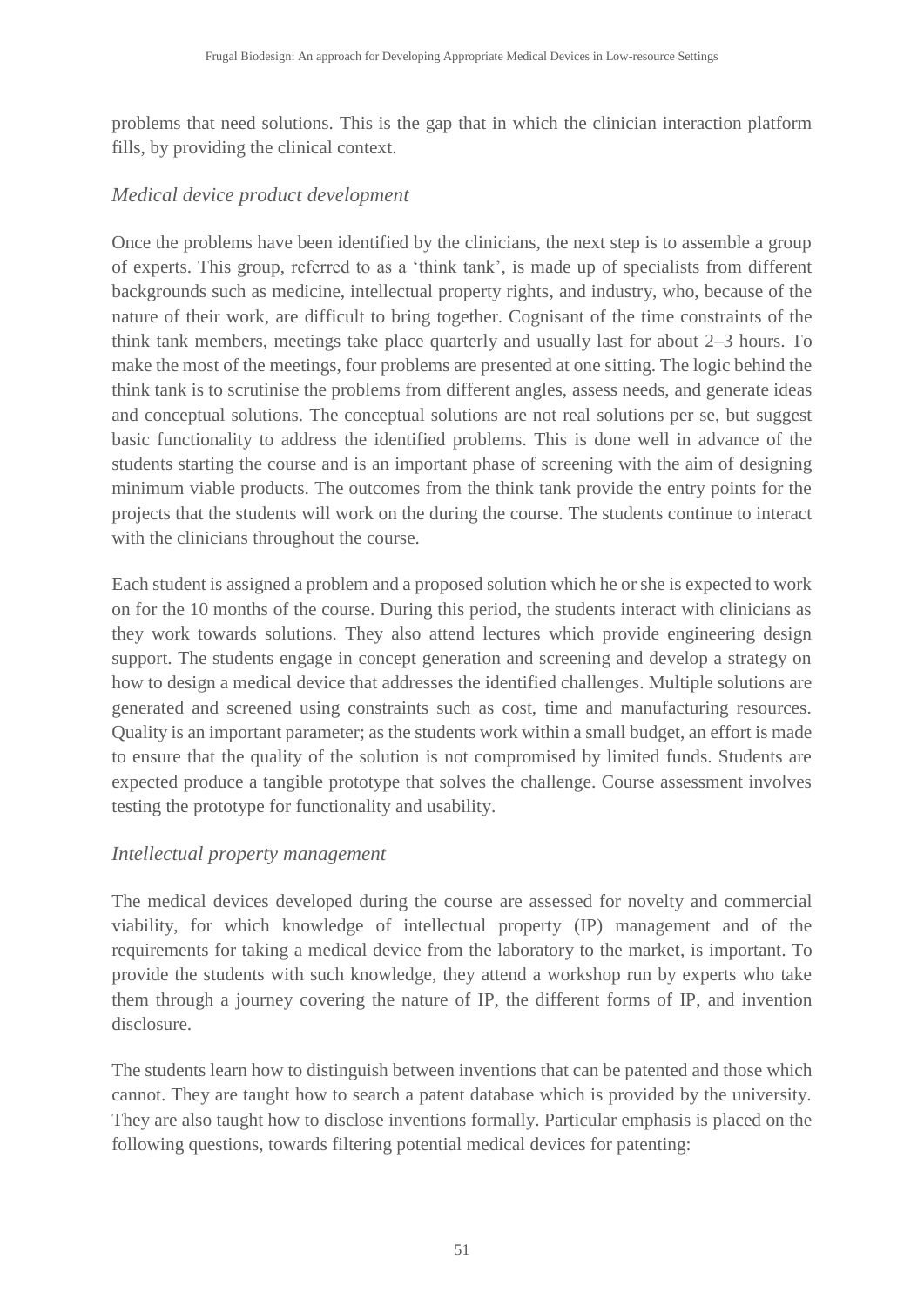problems that need solutions. This is the gap that in which the clinician interaction platform fills, by providing the clinical context.

### *Medical device product development*

Once the problems have been identified by the clinicians, the next step is to assemble a group of experts. This group, referred to as a 'think tank', is made up of specialists from different backgrounds such as medicine, intellectual property rights, and industry, who, because of the nature of their work, are difficult to bring together. Cognisant of the time constraints of the think tank members, meetings take place quarterly and usually last for about 2–3 hours. To make the most of the meetings, four problems are presented at one sitting. The logic behind the think tank is to scrutinise the problems from different angles, assess needs, and generate ideas and conceptual solutions. The conceptual solutions are not real solutions per se, but suggest basic functionality to address the identified problems. This is done well in advance of the students starting the course and is an important phase of screening with the aim of designing minimum viable products. The outcomes from the think tank provide the entry points for the projects that the students will work on the during the course. The students continue to interact with the clinicians throughout the course.

Each student is assigned a problem and a proposed solution which he or she is expected to work on for the 10 months of the course. During this period, the students interact with clinicians as they work towards solutions. They also attend lectures which provide engineering design support. The students engage in concept generation and screening and develop a strategy on how to design a medical device that addresses the identified challenges. Multiple solutions are generated and screened using constraints such as cost, time and manufacturing resources. Quality is an important parameter; as the students work within a small budget, an effort is made to ensure that the quality of the solution is not compromised by limited funds. Students are expected produce a tangible prototype that solves the challenge. Course assessment involves testing the prototype for functionality and usability.

### *Intellectual property management*

The medical devices developed during the course are assessed for novelty and commercial viability, for which knowledge of intellectual property (IP) management and of the requirements for taking a medical device from the laboratory to the market, is important. To provide the students with such knowledge, they attend a workshop run by experts who take them through a journey covering the nature of IP, the different forms of IP, and invention disclosure.

The students learn how to distinguish between inventions that can be patented and those which cannot. They are taught how to search a patent database which is provided by the university. They are also taught how to disclose inventions formally. Particular emphasis is placed on the following questions, towards filtering potential medical devices for patenting: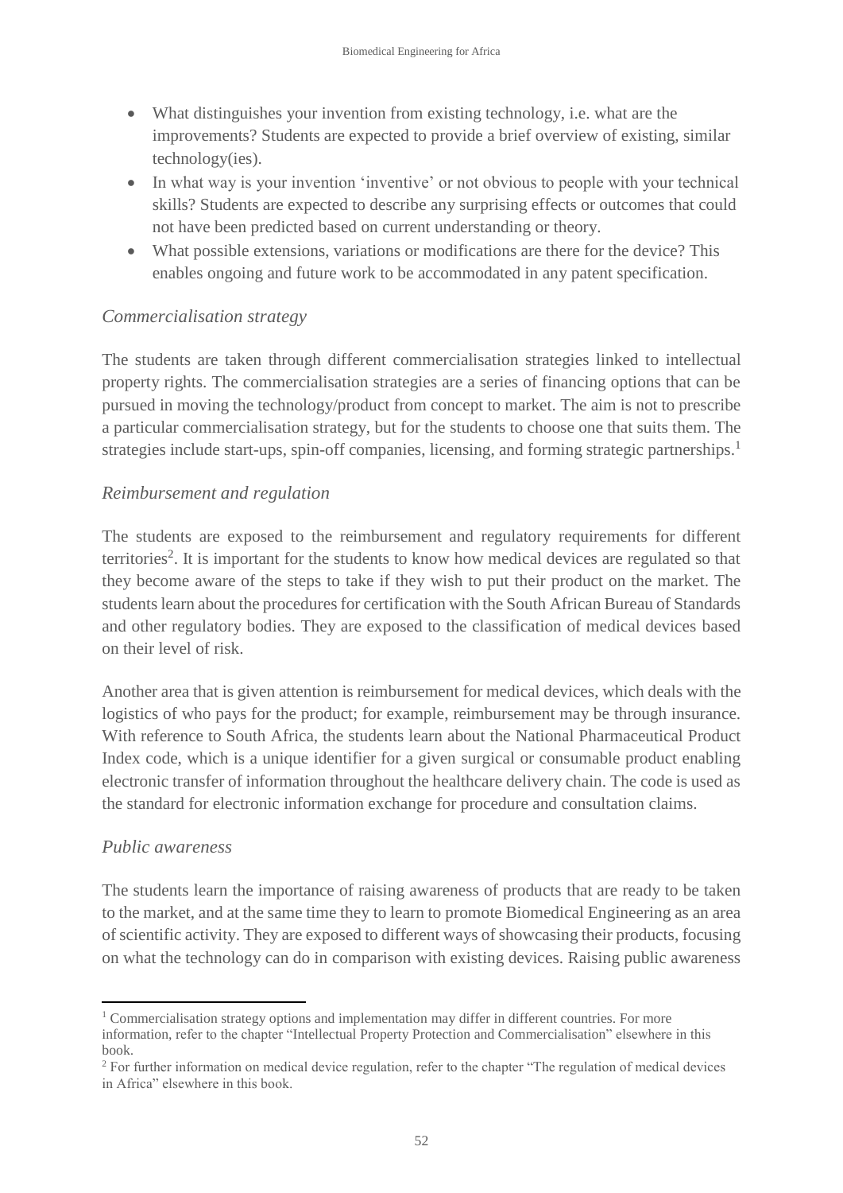- What distinguishes your invention from existing technology, i.e. what are the improvements? Students are expected to provide a brief overview of existing, similar technology(ies).
- In what way is your invention 'inventive' or not obvious to people with your technical skills? Students are expected to describe any surprising effects or outcomes that could not have been predicted based on current understanding or theory.
- What possible extensions, variations or modifications are there for the device? This enables ongoing and future work to be accommodated in any patent specification.

### *Commercialisation strategy*

The students are taken through different commercialisation strategies linked to intellectual property rights. The commercialisation strategies are a series of financing options that can be pursued in moving the technology/product from concept to market. The aim is not to prescribe a particular commercialisation strategy, but for the students to choose one that suits them. The strategies include start-ups, spin-off companies, licensing, and forming strategic partnerships.[1]

### *Reimbursement and regulation*

The students are exposed to the reimbursement and regulatory requirements for different territories[2]. It is important for the students to know how medical devices are regulated so that they become aware of the steps to take if they wish to put their product on the market. The students learn about the procedures for certification with the South African Bureau of Standards and other regulatory bodies. They are exposed to the classification of medical devices based on their level of risk.

Another area that is given attention is reimbursement for medical devices, which deals with the logistics of who pays for the product; for example, reimbursement may be through insurance. With reference to South Africa, the students learn about the National Pharmaceutical Product Index code, which is a unique identifier for a given surgical or consumable product enabling electronic transfer of information throughout the healthcare delivery chain. The code is used as the standard for electronic information exchange for procedure and consultation claims.

### *Public awareness*

The students learn the importance of raising awareness of products that are ready to be taken to the market, and at the same time they to learn to promote Biomedical Engineering as an area of scientific activity. They are exposed to different ways of showcasing their products, focusing on what the technology can do in comparison with existing devices. Raising public awareness

---

[1] Commercialisation strategy options and implementation may differ in different countries. For more information, refer to the chapter "Intellectual Property Protection and Commercialisation" elsewhere in this book.

[2] For further information on medical device regulation, refer to the chapter "The regulation of medical devices in Africa" elsewhere in this book.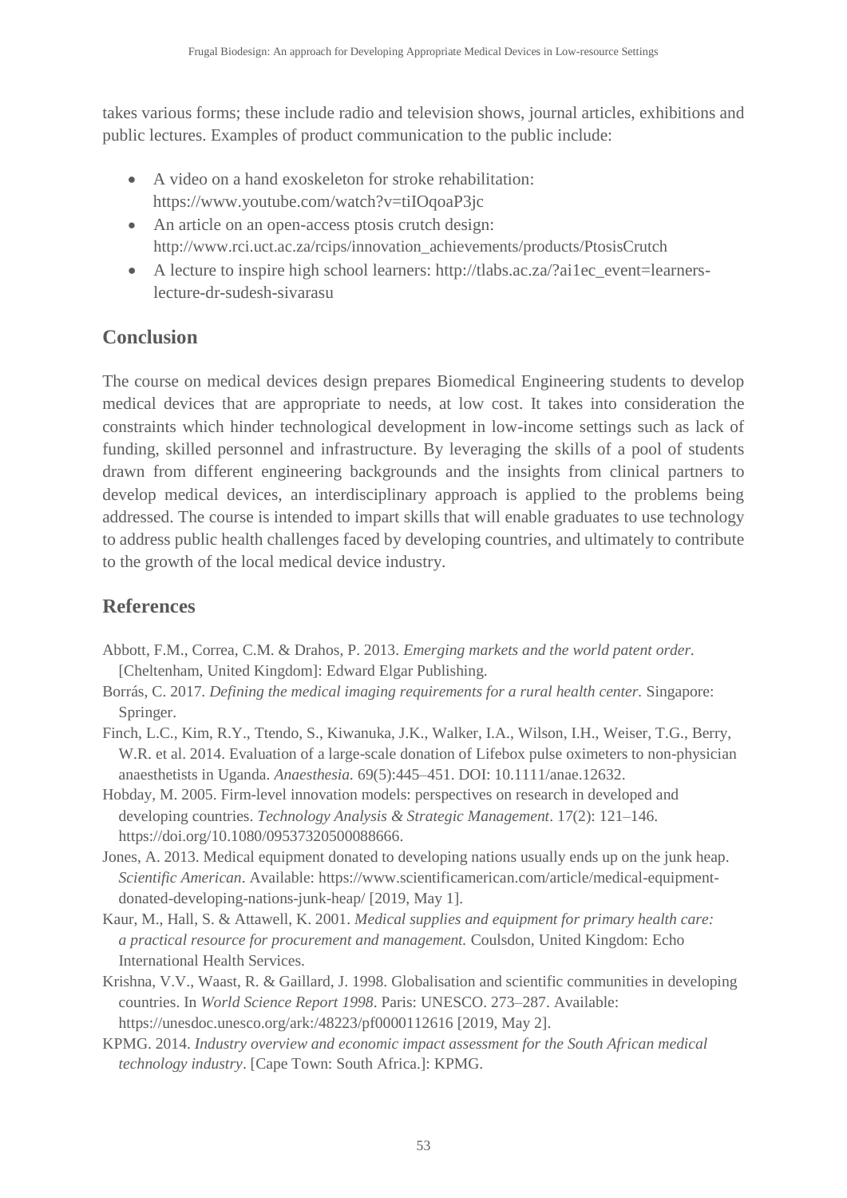takes various forms; these include radio and television shows, journal articles, exhibitions and public lectures. Examples of product communication to the public include:

- A video on a hand exoskeleton for stroke rehabilitation: https://www.youtube.com/watch?v=tiIOqoaP3jc
- An article on an open-access ptosis crutch design: http://www.rci.uct.ac.za/rcips/innovation_achievements/products/PtosisCrutch
- A lecture to inspire high school learners: http://tlabs.ac.za/?ai1ec_event=learners-lecture-dr-sudesh-sivarasu

## Conclusion

The course on medical devices design prepares Biomedical Engineering students to develop medical devices that are appropriate to needs, at low cost. It takes into consideration the constraints which hinder technological development in low-income settings such as lack of funding, skilled personnel and infrastructure. By leveraging the skills of a pool of students drawn from different engineering backgrounds and the insights from clinical partners to develop medical devices, an interdisciplinary approach is applied to the problems being addressed. The course is intended to impart skills that will enable graduates to use technology to address public health challenges faced by developing countries, and ultimately to contribute to the growth of the local medical device industry.

## References

Abbott, F.M., Correa, C.M. & Drahos, P. 2013. *Emerging markets and the world patent order.* [Cheltenham, United Kingdom]: Edward Elgar Publishing.

Borrás, C. 2017. *Defining the medical imaging requirements for a rural health center.* Singapore: Springer.

Finch, L.C., Kim, R.Y., Ttendo, S., Kiwanuka, J.K., Walker, I.A., Wilson, I.H., Weiser, T.G., Berry, W.R. et al. 2014. Evaluation of a large-scale donation of Lifebox pulse oximeters to non-physician anaesthetists in Uganda. *Anaesthesia.* 69(5):445–451. DOI: 10.1111/anae.12632.

Hobday, M. 2005. Firm-level innovation models: perspectives on research in developed and developing countries. *Technology Analysis & Strategic Management*. 17(2): 121–146. https://doi.org/10.1080/09537320500088666.

Jones, A. 2013. Medical equipment donated to developing nations usually ends up on the junk heap. *Scientific American*. Available: https://www.scientificamerican.com/article/medical-equipment-donated-developing-nations-junk-heap/ [2019, May 1].

Kaur, M., Hall, S. & Attawell, K. 2001. *Medical supplies and equipment for primary health care: a practical resource for procurement and management.* Coulsdon, United Kingdom: Echo International Health Services.

Krishna, V.V., Waast, R. & Gaillard, J. 1998. Globalisation and scientific communities in developing countries. In *World Science Report 1998*. Paris: UNESCO. 273–287. Available: https://unesdoc.unesco.org/ark:/48223/pf0000112616 [2019, May 2].

KPMG. 2014. *Industry overview and economic impact assessment for the South African medical technology industry*. [Cape Town: South Africa.]: KPMG.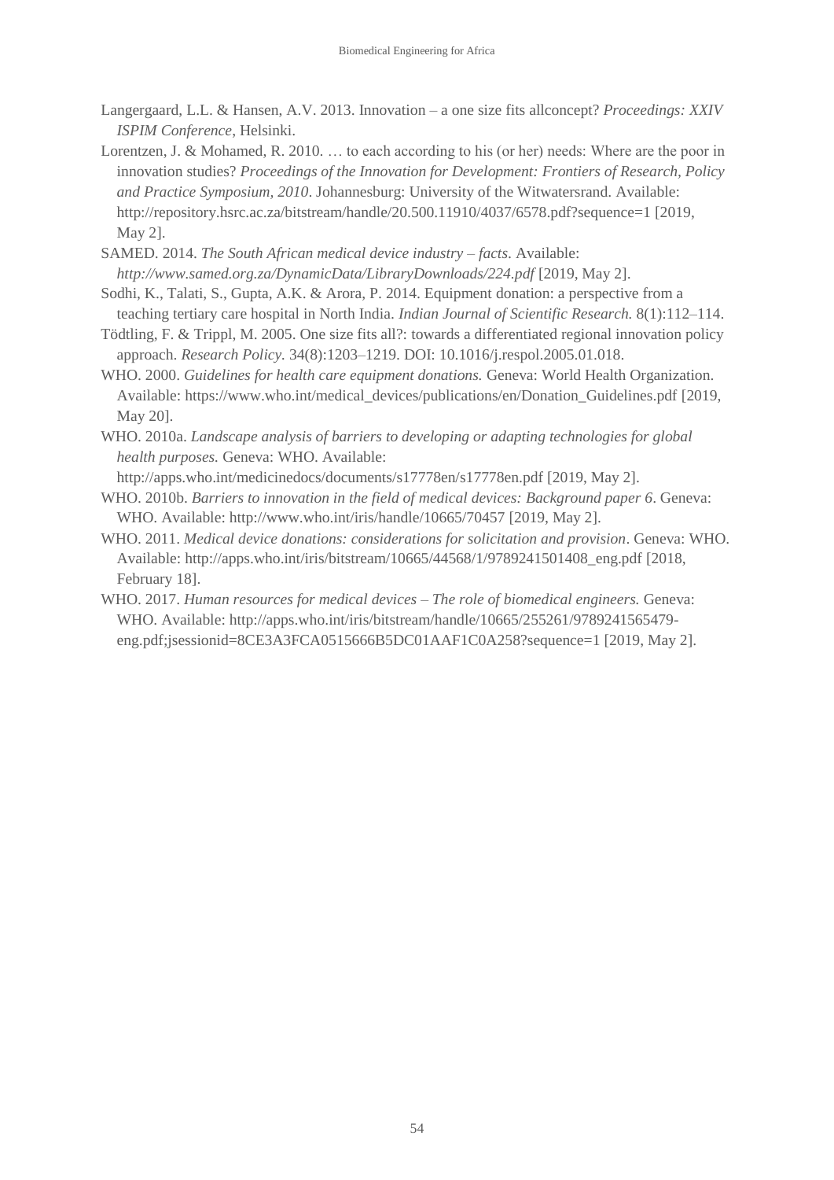Langergaard, L.L. & Hansen, A.V. 2013. Innovation – a one size fits allconcept? *Proceedings: XXIV ISPIM Conference*, Helsinki.

Lorentzen, J. & Mohamed, R. 2010. … to each according to his (or her) needs: Where are the poor in innovation studies? *Proceedings of the Innovation for Development: Frontiers of Research, Policy and Practice Symposium, 2010*. Johannesburg: University of the Witwatersrand. Available: http://repository.hsrc.ac.za/bitstream/handle/20.500.11910/4037/6578.pdf?sequence=1 [2019, May 2].

SAMED. 2014. *The South African medical device industry – facts*. Available: *http://www.samed.org.za/DynamicData/LibraryDownloads/224.pdf* [2019, May 2].

Sodhi, K., Talati, S., Gupta, A.K. & Arora, P. 2014. Equipment donation: a perspective from a teaching tertiary care hospital in North India. *Indian Journal of Scientific Research.* 8(1):112–114.

Tödtling, F. & Trippl, M. 2005. One size fits all?: towards a differentiated regional innovation policy approach. *Research Policy.* 34(8):1203–1219. DOI: 10.1016/j.respol.2005.01.018.

WHO. 2000. *Guidelines for health care equipment donations.* Geneva: World Health Organization. Available: https://www.who.int/medical_devices/publications/en/Donation_Guidelines.pdf [2019, May 20].

WHO. 2010a. *Landscape analysis of barriers to developing or adapting technologies for global health purposes.* Geneva: WHO. Available: http://apps.who.int/medicinedocs/documents/s17778en/s17778en.pdf [2019, May 2].

WHO. 2010b. *Barriers to innovation in the field of medical devices: Background paper 6*. Geneva: WHO. Available: http://www.who.int/iris/handle/10665/70457 [2019, May 2].

WHO. 2011. *Medical device donations: considerations for solicitation and provision*. Geneva: WHO. Available: http://apps.who.int/iris/bitstream/10665/44568/1/9789241501408_eng.pdf [2018, February 18].

WHO. 2017. *Human resources for medical devices – The role of biomedical engineers.* Geneva: WHO. Available: http://apps.who.int/iris/bitstream/handle/10665/255261/9789241565479-eng.pdf;jsessionid=8CE3A3FCA0515666B5DC01AAF1C0A258?sequence=1 [2019, May 2].